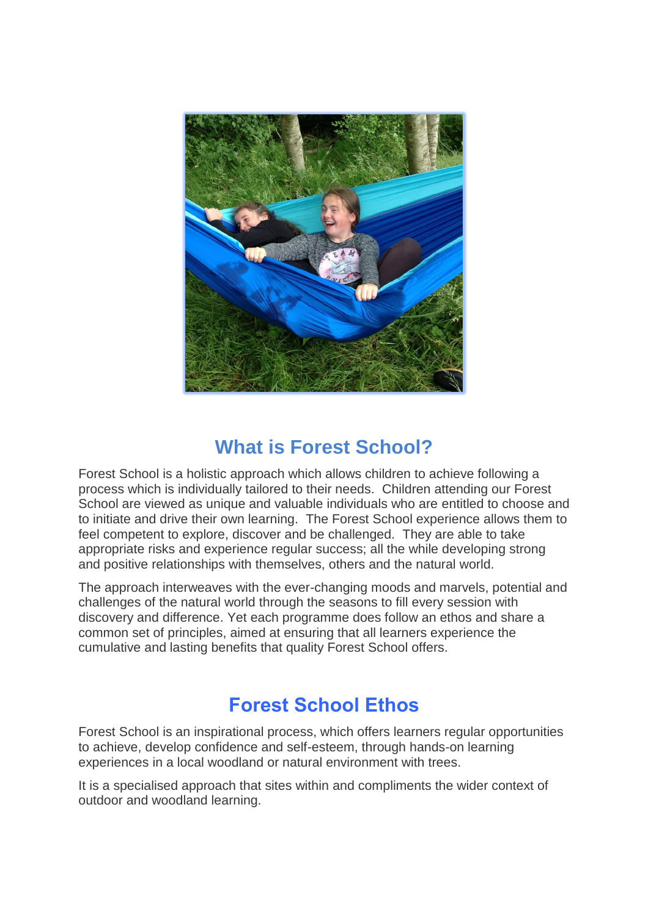## What is Forest School?

Forest School is a holistic approach which allows children to achieve following a process which is individually tailored to their needs. Children attending our Forest School are viewed as unique and valuable individuals who are entitled to choose and to initiate and drive their own learning. The Forest School experience allows them to feel competent to explore, discover and be challenged. They are able to take appropriate risks and experience regular success; all the while developing strong and positive relationships with themselves, others and the natural world.

The approach interweaves with the ever-changing moods and marvels, potential and challenges of the natural world through the seasons to fill every session with discovery and difference. Yet each programme does follow an ethos and share a common set of principles, aimed at ensuring that all learners experience the cumulative and lasting benefits that quality Forest School offers.

## Forest School Ethos

Forest School is an inspirational process, which offers learners regular opportunities to achieve, develop confidence and self-esteem, through hands-on learning experiences in a local woodland or natural environment with trees.

It is a specialised approach that sites within and compliments the wider context of outdoor and woodland learning.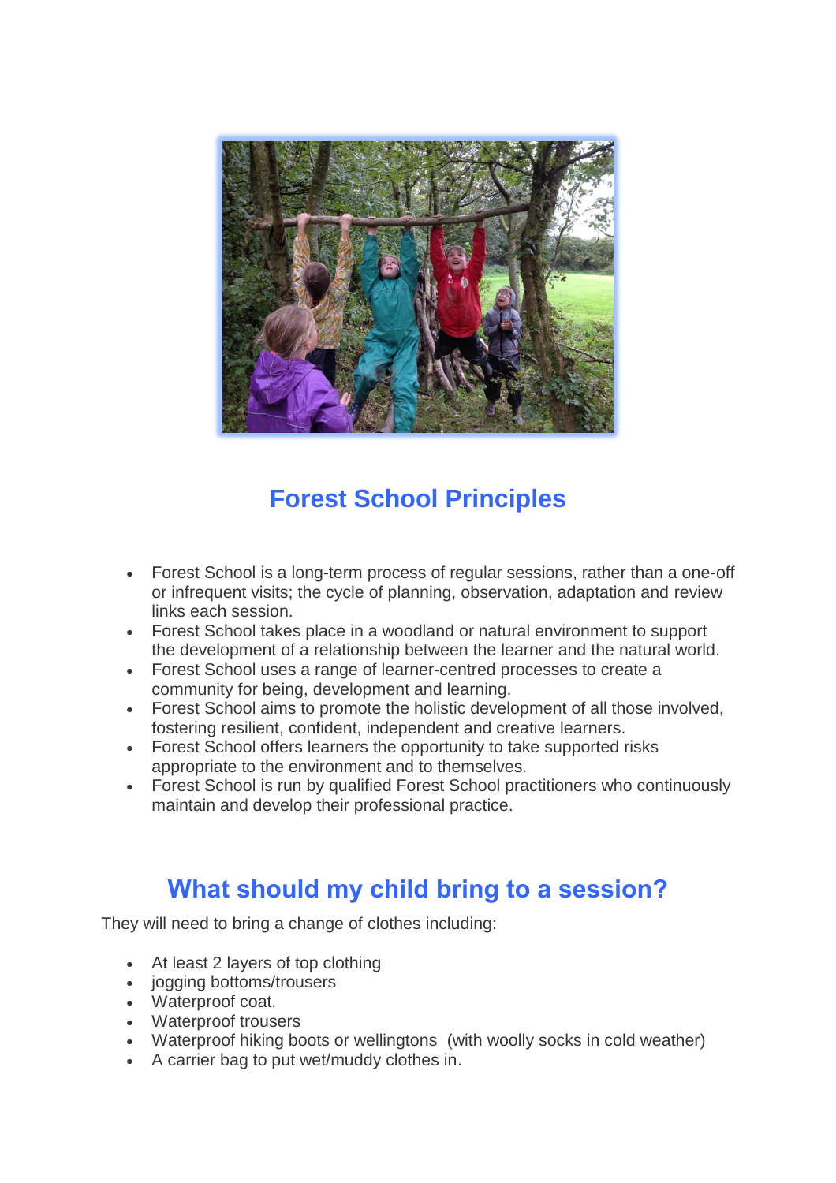## Forest School Principles

- Forest School is a long-term process of regular sessions, rather than a one-off or infrequent visits; the cycle of planning, observation, adaptation and review links each session.
- Forest School takes place in a woodland or natural environment to support the development of a relationship between the learner and the natural world.
- Forest School uses a range of learner-centred processes to create a community for being, development and learning.
- Forest School aims to promote the holistic development of all those involved, fostering resilient, confident, independent and creative learners.
- Forest School offers learners the opportunity to take supported risks appropriate to the environment and to themselves.
- Forest School is run by qualified Forest School practitioners who continuously maintain and develop their professional practice.

## What should my child bring to a session?

They will need to bring a change of clothes including:

- At least 2 layers of top clothing
- jogging bottoms/trousers
- Waterproof coat.
- Waterproof trousers
- Waterproof hiking boots or wellingtons (with woolly socks in cold weather)
- A carrier bag to put wet/muddy clothes in.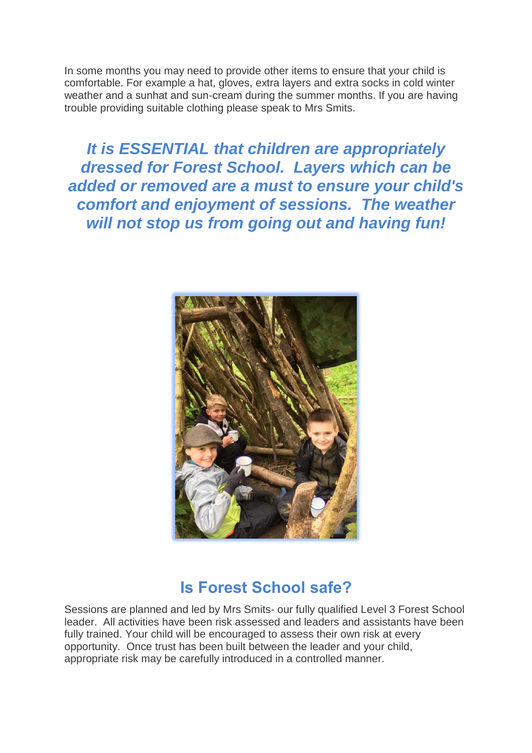In some months you may need to provide other items to ensure that your child is comfortable. For example a hat, gloves, extra layers and extra socks in cold winter weather and a sunhat and sun-cream during the summer months. If you are having trouble providing suitable clothing please speak to Mrs Smits.

***It is ESSENTIAL that children are appropriately dressed for Forest School. Layers which can be added or removed are a must to ensure your child's comfort and enjoyment of sessions. The weather will not stop us from going out and having fun!***

## Is Forest School safe?

Sessions are planned and led by Mrs Smits- our fully qualified Level 3 Forest School leader. All activities have been risk assessed and leaders and assistants have been fully trained. Your child will be encouraged to assess their own risk at every opportunity. Once trust has been built between the leader and your child, appropriate risk may be carefully introduced in a controlled manner.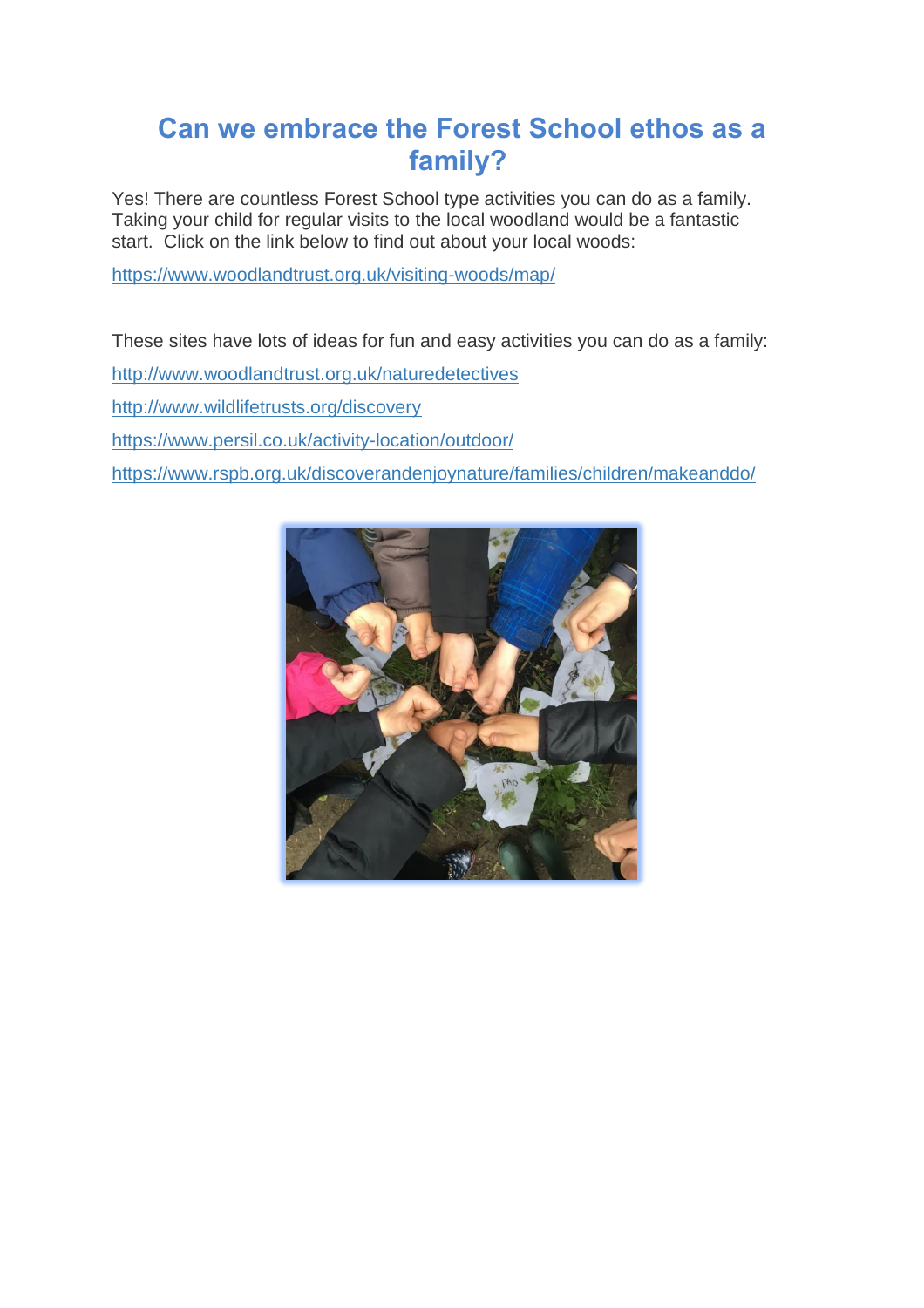# Can we embrace the Forest School ethos as a family?

Yes! There are countless Forest School type activities you can do as a family. Taking your child for regular visits to the local woodland would be a fantastic start. Click on the link below to find out about your local woods:

https://www.woodlandtrust.org.uk/visiting-woods/map/

These sites have lots of ideas for fun and easy activities you can do as a family:

http://www.woodlandtrust.org.uk/naturedetectives

http://www.wildlifetrusts.org/discovery

https://www.persil.co.uk/activity-location/outdoor/

https://www.rspb.org.uk/discoverandenjoynature/families/children/makeanddo/